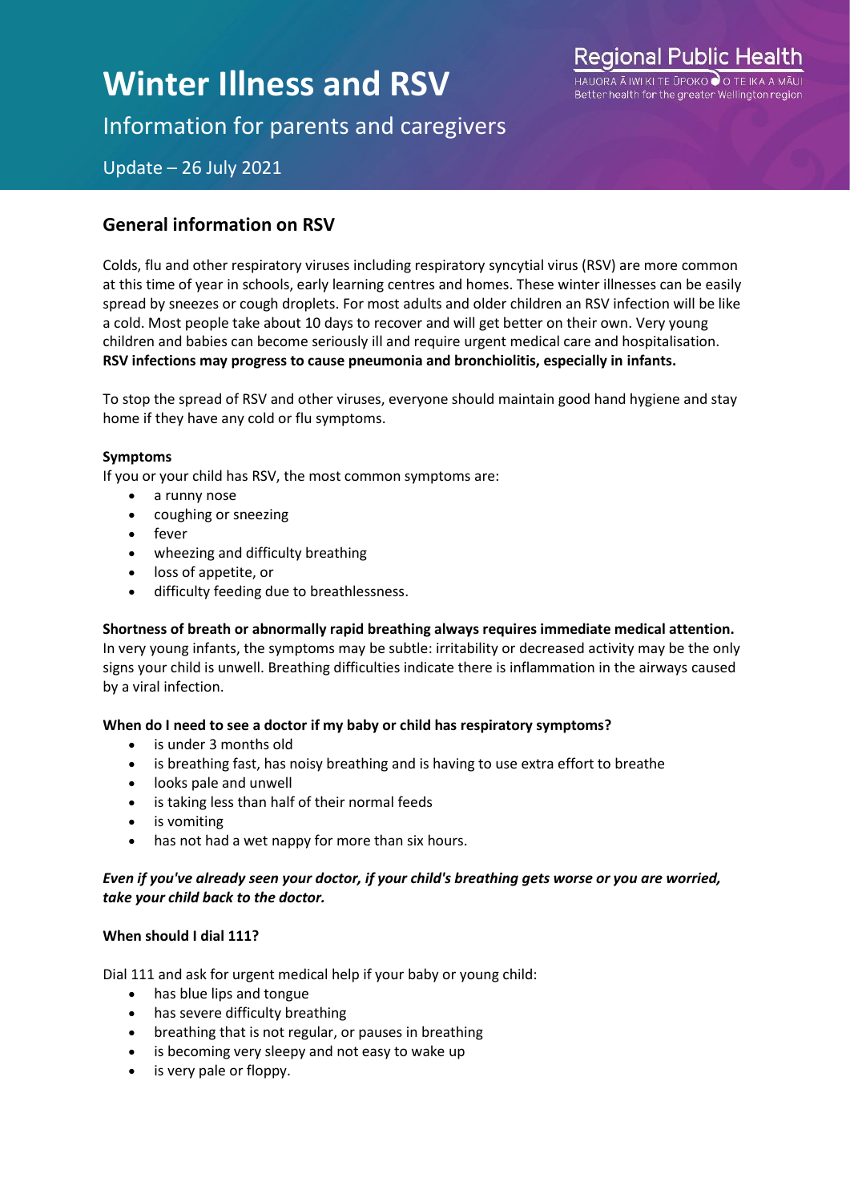# Winter Illness and RSV

Information for parents and caregivers

Update – 26 July 2021

Regional Public Health

HAUORA Ā IWI KI TE ŪPOKO O TE IKA A MĀUI

Better health for the greater Wellington region

## General information on RSV

Colds, flu and other respiratory viruses including respiratory syncytial virus (RSV) are more common at this time of year in schools, early learning centres and homes. These winter illnesses can be easily spread by sneezes or cough droplets. For most adults and older children an RSV infection will be like a cold. Most people take about 10 days to recover and will get better on their own. Very young children and babies can become seriously ill and require urgent medical care and hospitalisation. **RSV infections may progress to cause pneumonia and bronchiolitis, especially in infants.**

To stop the spread of RSV and other viruses, everyone should maintain good hand hygiene and stay home if they have any cold or flu symptoms.

**Symptoms**

If you or your child has RSV, the most common symptoms are:

- a runny nose
- coughing or sneezing
- fever
- wheezing and difficulty breathing
- loss of appetite, or
- difficulty feeding due to breathlessness.

**Shortness of breath or abnormally rapid breathing always requires immediate medical attention.** In very young infants, the symptoms may be subtle: irritability or decreased activity may be the only signs your child is unwell. Breathing difficulties indicate there is inflammation in the airways caused by a viral infection.

**When do I need to see a doctor if my baby or child has respiratory symptoms?**

- is under 3 months old
- is breathing fast, has noisy breathing and is having to use extra effort to breathe
- looks pale and unwell
- is taking less than half of their normal feeds
- is vomiting
- has not had a wet nappy for more than six hours.

***Even if you've already seen your doctor, if your child's breathing gets worse or you are worried, take your child back to the doctor.***

**When should I dial 111?**

Dial 111 and ask for urgent medical help if your baby or young child:

- has blue lips and tongue
- has severe difficulty breathing
- breathing that is not regular, or pauses in breathing
- is becoming very sleepy and not easy to wake up
- is very pale or floppy.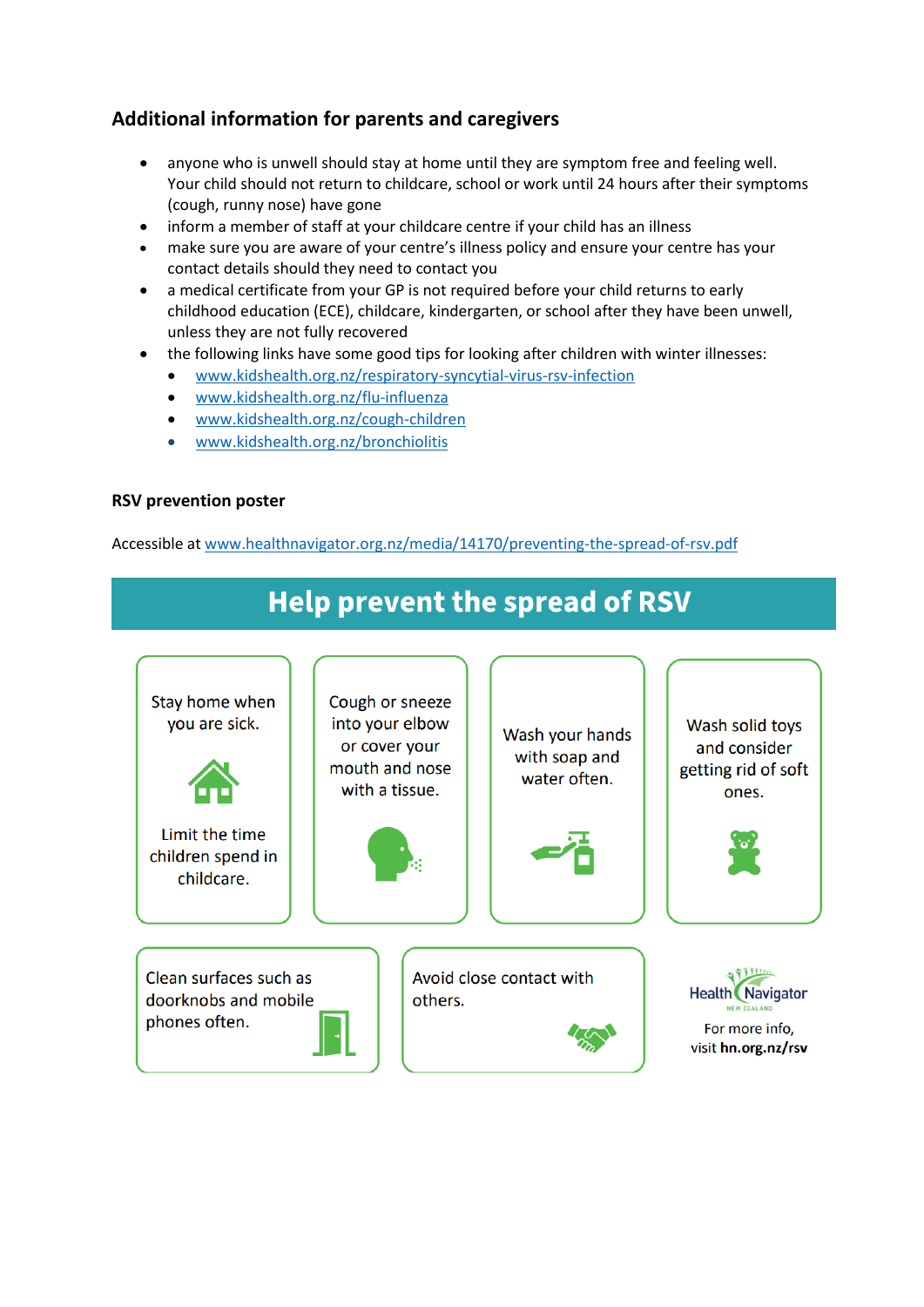## Additional information for parents and caregivers

- anyone who is unwell should stay at home until they are symptom free and feeling well. Your child should not return to childcare, school or work until 24 hours after their symptoms (cough, runny nose) have gone
- inform a member of staff at your childcare centre if your child has an illness
- make sure you are aware of your centre's illness policy and ensure your centre has your contact details should they need to contact you
- a medical certificate from your GP is not required before your child returns to early childhood education (ECE), childcare, kindergarten, or school after they have been unwell, unless they are not fully recovered
- the following links have some good tips for looking after children with winter illnesses:
  - www.kidshealth.org.nz/respiratory-syncytial-virus-rsv-infection
  - www.kidshealth.org.nz/flu-influenza
  - www.kidshealth.org.nz/cough-children
  - www.kidshealth.org.nz/bronchiolitis

### RSV prevention poster

Accessible at www.healthnavigator.org.nz/media/14170/preventing-the-spread-of-rsv.pdf

## Help prevent the spread of RSV

Stay home when you are sick.

Limit the time children spend in childcare.

Cough or sneeze into your elbow or cover your mouth and nose with a tissue.

Wash your hands with soap and water often.

Wash solid toys and consider getting rid of soft ones.

Clean surfaces such as doorknobs and mobile phones often.

Avoid close contact with others.

Health Navigator NEW ZEALAND

For more info, visit **hn.org.nz/rsv**